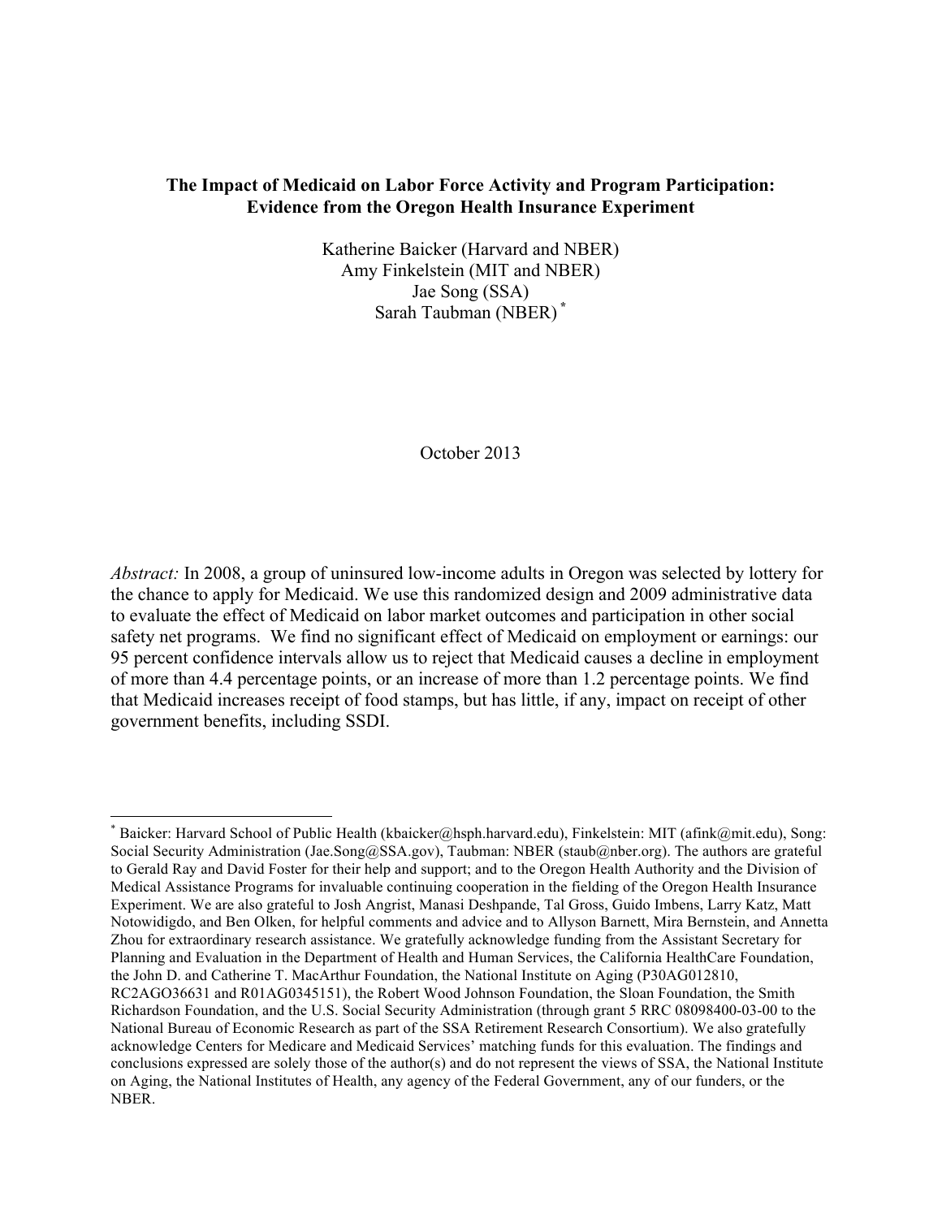# The Impact of Medicaid on Labor Force Activity and Program Participation: Evidence from the Oregon Health Insurance Experiment

Katherine Baicker (Harvard and NBER)
Amy Finkelstein (MIT and NBER)
Jae Song (SSA)
Sarah Taubman (NBER) [*]

October 2013

*Abstract:* In 2008, a group of uninsured low-income adults in Oregon was selected by lottery for the chance to apply for Medicaid. We use this randomized design and 2009 administrative data to evaluate the effect of Medicaid on labor market outcomes and participation in other social safety net programs. We find no significant effect of Medicaid on employment or earnings: our 95 percent confidence intervals allow us to reject that Medicaid causes a decline in employment of more than 4.4 percentage points, or an increase of more than 1.2 percentage points. We find that Medicaid increases receipt of food stamps, but has little, if any, impact on receipt of other government benefits, including SSDI.

---

[*] Baicker: Harvard School of Public Health (kbaicker@hsph.harvard.edu), Finkelstein: MIT (afink@mit.edu), Song: Social Security Administration (Jae.Song@SSA.gov), Taubman: NBER (staub@nber.org). The authors are grateful to Gerald Ray and David Foster for their help and support; and to the Oregon Health Authority and the Division of Medical Assistance Programs for invaluable continuing cooperation in the fielding of the Oregon Health Insurance Experiment. We are also grateful to Josh Angrist, Manasi Deshpande, Tal Gross, Guido Imbens, Larry Katz, Matt Notowidigdo, and Ben Olken, for helpful comments and advice and to Allyson Barnett, Mira Bernstein, and Annetta Zhou for extraordinary research assistance. We gratefully acknowledge funding from the Assistant Secretary for Planning and Evaluation in the Department of Health and Human Services, the California HealthCare Foundation, the John D. and Catherine T. MacArthur Foundation, the National Institute on Aging (P30AG012810, RC2AGO36631 and R01AG0345151), the Robert Wood Johnson Foundation, the Sloan Foundation, the Smith Richardson Foundation, and the U.S. Social Security Administration (through grant 5 RRC 08098400-03-00 to the National Bureau of Economic Research as part of the SSA Retirement Research Consortium). We also gratefully acknowledge Centers for Medicare and Medicaid Services' matching funds for this evaluation. The findings and conclusions expressed are solely those of the author(s) and do not represent the views of SSA, the National Institute on Aging, the National Institutes of Health, any agency of the Federal Government, any of our funders, or the NBER.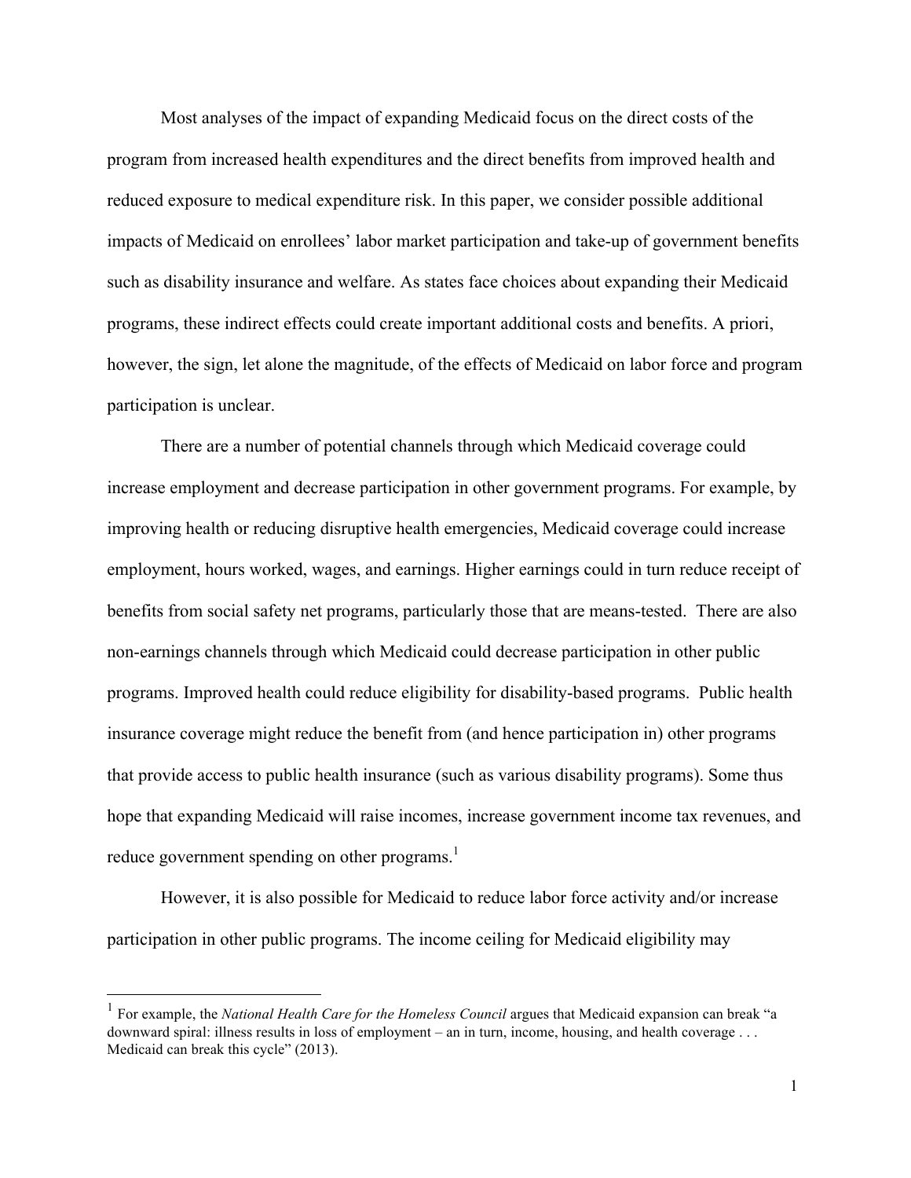Most analyses of the impact of expanding Medicaid focus on the direct costs of the program from increased health expenditures and the direct benefits from improved health and reduced exposure to medical expenditure risk. In this paper, we consider possible additional impacts of Medicaid on enrollees' labor market participation and take-up of government benefits such as disability insurance and welfare. As states face choices about expanding their Medicaid programs, these indirect effects could create important additional costs and benefits. A priori, however, the sign, let alone the magnitude, of the effects of Medicaid on labor force and program participation is unclear.

There are a number of potential channels through which Medicaid coverage could increase employment and decrease participation in other government programs. For example, by improving health or reducing disruptive health emergencies, Medicaid coverage could increase employment, hours worked, wages, and earnings. Higher earnings could in turn reduce receipt of benefits from social safety net programs, particularly those that are means-tested. There are also non-earnings channels through which Medicaid could decrease participation in other public programs. Improved health could reduce eligibility for disability-based programs. Public health insurance coverage might reduce the benefit from (and hence participation in) other programs that provide access to public health insurance (such as various disability programs). Some thus hope that expanding Medicaid will raise incomes, increase government income tax revenues, and reduce government spending on other programs.[1]

However, it is also possible for Medicaid to reduce labor force activity and/or increase participation in other public programs. The income ceiling for Medicaid eligibility may

[1] For example, the *National Health Care for the Homeless Council* argues that Medicaid expansion can break "a downward spiral: illness results in loss of employment – an in turn, income, housing, and health coverage . . . Medicaid can break this cycle" (2013).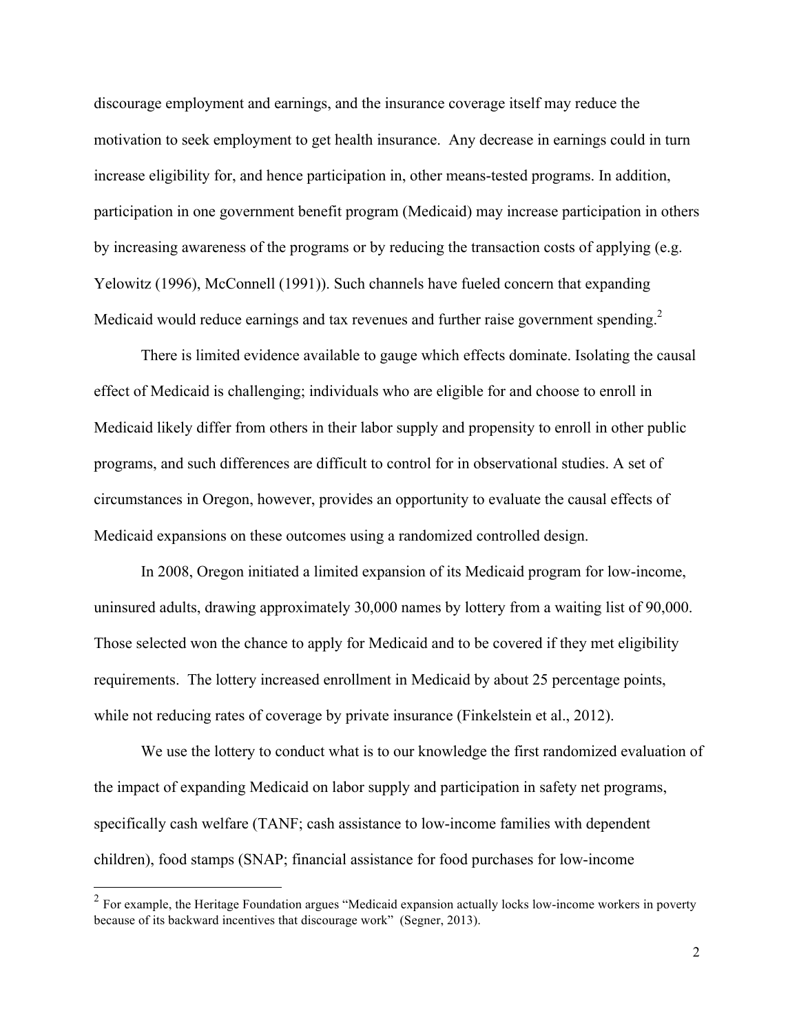discourage employment and earnings, and the insurance coverage itself may reduce the motivation to seek employment to get health insurance. Any decrease in earnings could in turn increase eligibility for, and hence participation in, other means-tested programs. In addition, participation in one government benefit program (Medicaid) may increase participation in others by increasing awareness of the programs or by reducing the transaction costs of applying (e.g. Yelowitz (1996), McConnell (1991)). Such channels have fueled concern that expanding Medicaid would reduce earnings and tax revenues and further raise government spending.[2]

There is limited evidence available to gauge which effects dominate. Isolating the causal effect of Medicaid is challenging; individuals who are eligible for and choose to enroll in Medicaid likely differ from others in their labor supply and propensity to enroll in other public programs, and such differences are difficult to control for in observational studies. A set of circumstances in Oregon, however, provides an opportunity to evaluate the causal effects of Medicaid expansions on these outcomes using a randomized controlled design.

In 2008, Oregon initiated a limited expansion of its Medicaid program for low-income, uninsured adults, drawing approximately 30,000 names by lottery from a waiting list of 90,000. Those selected won the chance to apply for Medicaid and to be covered if they met eligibility requirements. The lottery increased enrollment in Medicaid by about 25 percentage points, while not reducing rates of coverage by private insurance (Finkelstein et al., 2012).

We use the lottery to conduct what is to our knowledge the first randomized evaluation of the impact of expanding Medicaid on labor supply and participation in safety net programs, specifically cash welfare (TANF; cash assistance to low-income families with dependent children), food stamps (SNAP; financial assistance for food purchases for low-income

---

[2] For example, the Heritage Foundation argues "Medicaid expansion actually locks low-income workers in poverty because of its backward incentives that discourage work" (Segner, 2013).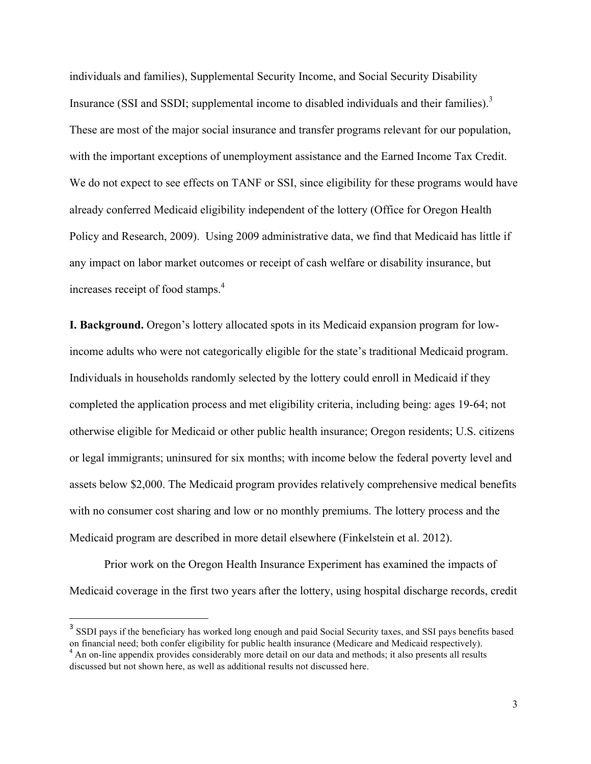individuals and families), Supplemental Security Income, and Social Security Disability Insurance (SSI and SSDI; supplemental income to disabled individuals and their families).[3] These are most of the major social insurance and transfer programs relevant for our population, with the important exceptions of unemployment assistance and the Earned Income Tax Credit. We do not expect to see effects on TANF or SSI, since eligibility for these programs would have already conferred Medicaid eligibility independent of the lottery (Office for Oregon Health Policy and Research, 2009). Using 2009 administrative data, we find that Medicaid has little if any impact on labor market outcomes or receipt of cash welfare or disability insurance, but increases receipt of food stamps.[4]

**I. Background.** Oregon's lottery allocated spots in its Medicaid expansion program for low-income adults who were not categorically eligible for the state's traditional Medicaid program. Individuals in households randomly selected by the lottery could enroll in Medicaid if they completed the application process and met eligibility criteria, including being: ages 19-64; not otherwise eligible for Medicaid or other public health insurance; Oregon residents; U.S. citizens or legal immigrants; uninsured for six months; with income below the federal poverty level and assets below $2,000. The Medicaid program provides relatively comprehensive medical benefits with no consumer cost sharing and low or no monthly premiums. The lottery process and the Medicaid program are described in more detail elsewhere (Finkelstein et al. 2012).

Prior work on the Oregon Health Insurance Experiment has examined the impacts of Medicaid coverage in the first two years after the lottery, using hospital discharge records, credit

---

[3] SSDI pays if the beneficiary has worked long enough and paid Social Security taxes, and SSI pays benefits based on financial need; both confer eligibility for public health insurance (Medicare and Medicaid respectively).

[4] An on-line appendix provides considerably more detail on our data and methods; it also presents all results discussed but not shown here, as well as additional results not discussed here.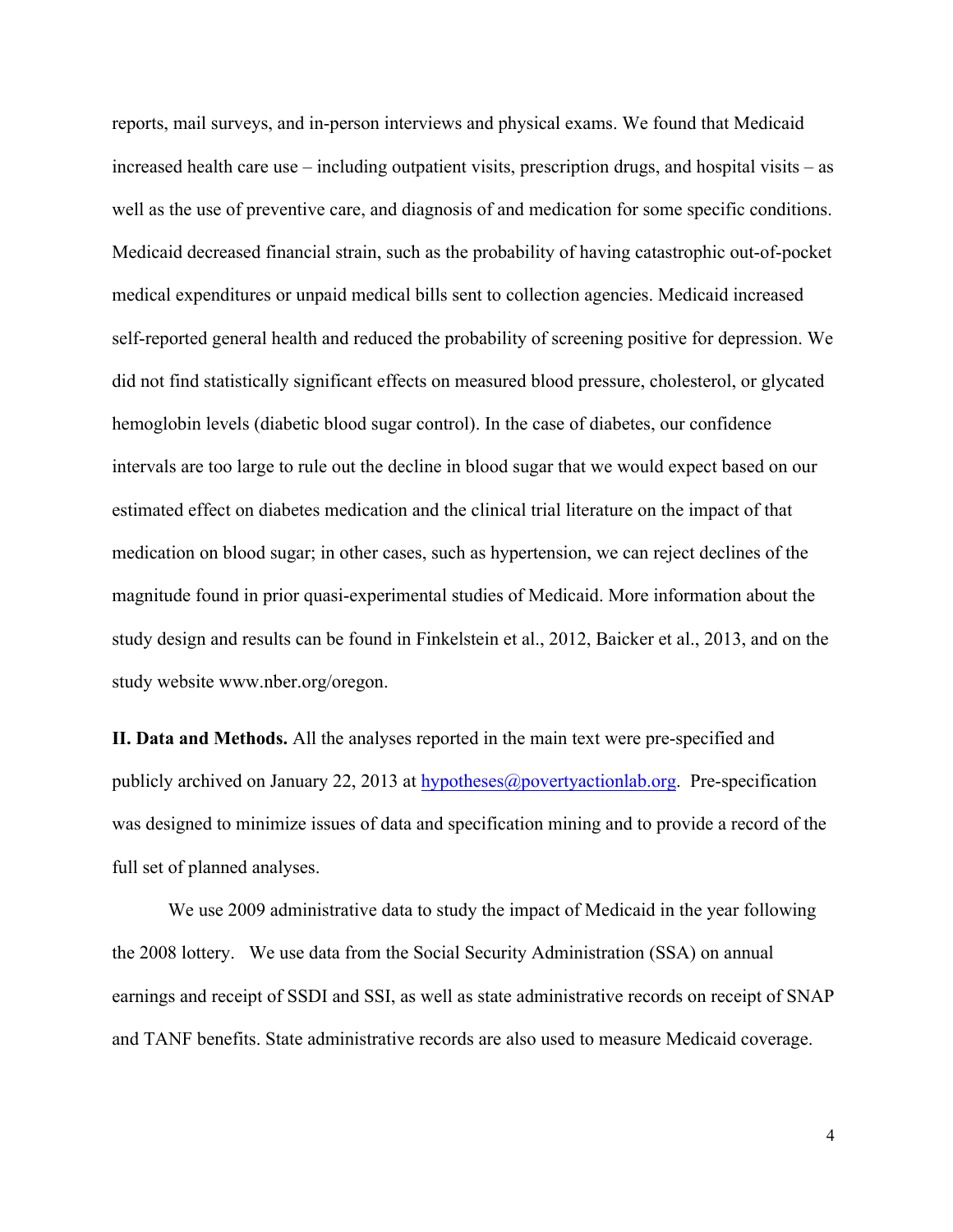reports, mail surveys, and in-person interviews and physical exams. We found that Medicaid increased health care use – including outpatient visits, prescription drugs, and hospital visits – as well as the use of preventive care, and diagnosis of and medication for some specific conditions. Medicaid decreased financial strain, such as the probability of having catastrophic out-of-pocket medical expenditures or unpaid medical bills sent to collection agencies. Medicaid increased self-reported general health and reduced the probability of screening positive for depression. We did not find statistically significant effects on measured blood pressure, cholesterol, or glycated hemoglobin levels (diabetic blood sugar control). In the case of diabetes, our confidence intervals are too large to rule out the decline in blood sugar that we would expect based on our estimated effect on diabetes medication and the clinical trial literature on the impact of that medication on blood sugar; in other cases, such as hypertension, we can reject declines of the magnitude found in prior quasi-experimental studies of Medicaid. More information about the study design and results can be found in Finkelstein et al., 2012, Baicker et al., 2013, and on the study website www.nber.org/oregon.

**II. Data and Methods.** All the analyses reported in the main text were pre-specified and publicly archived on January 22, 2013 at hypotheses@povertyactionlab.org. Pre-specification was designed to minimize issues of data and specification mining and to provide a record of the full set of planned analyses.

We use 2009 administrative data to study the impact of Medicaid in the year following the 2008 lottery. We use data from the Social Security Administration (SSA) on annual earnings and receipt of SSDI and SSI, as well as state administrative records on receipt of SNAP and TANF benefits. State administrative records are also used to measure Medicaid coverage.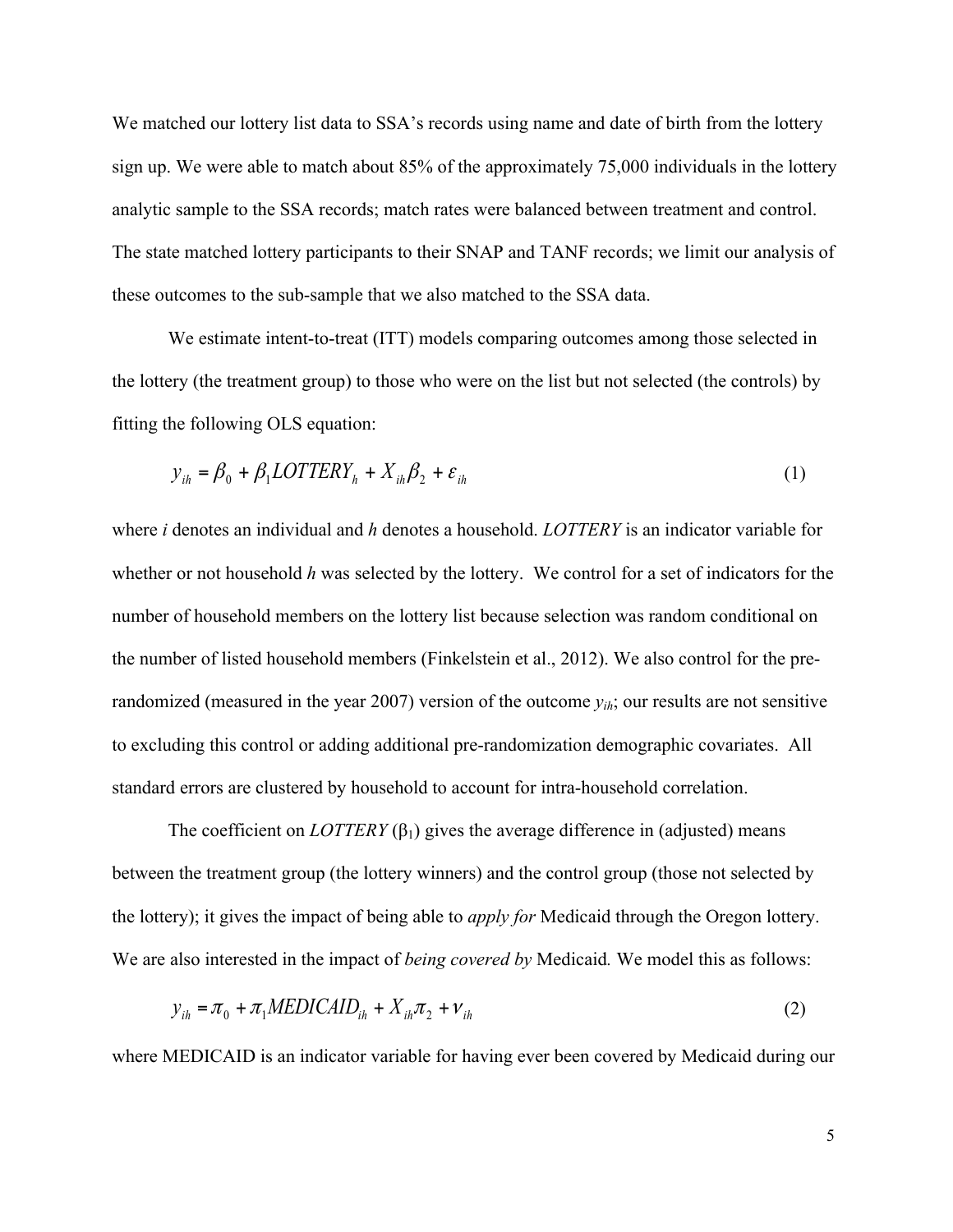We matched our lottery list data to SSA's records using name and date of birth from the lottery sign up. We were able to match about 85% of the approximately 75,000 individuals in the lottery analytic sample to the SSA records; match rates were balanced between treatment and control. The state matched lottery participants to their SNAP and TANF records; we limit our analysis of these outcomes to the sub-sample that we also matched to the SSA data.

We estimate intent-to-treat (ITT) models comparing outcomes among those selected in the lottery (the treatment group) to those who were on the list but not selected (the controls) by fitting the following OLS equation:

$$y_{ih} = \beta_0 + \beta_1 LOTTERY_h + X_{ih}\beta_2 + \varepsilon_{ih} \tag{1}$$

where *i* denotes an individual and *h* denotes a household. *LOTTERY* is an indicator variable for whether or not household *h* was selected by the lottery. We control for a set of indicators for the number of household members on the lottery list because selection was random conditional on the number of listed household members (Finkelstein et al., 2012). We also control for the pre-randomized (measured in the year 2007) version of the outcome $y_{ih}$; our results are not sensitive to excluding this control or adding additional pre-randomization demographic covariates. All standard errors are clustered by household to account for intra-household correlation.

The coefficient on *LOTTERY* ($\beta_1$) gives the average difference in (adjusted) means between the treatment group (the lottery winners) and the control group (those not selected by the lottery); it gives the impact of being able to *apply for* Medicaid through the Oregon lottery. We are also interested in the impact of *being covered by* Medicaid. We model this as follows:

$$y_{ih} = \pi_0 + \pi_1 MEDICAID_{ih} + X_{ih}\pi_2 + \nu_{ih} \tag{2}$$

where MEDICAID is an indicator variable for having ever been covered by Medicaid during our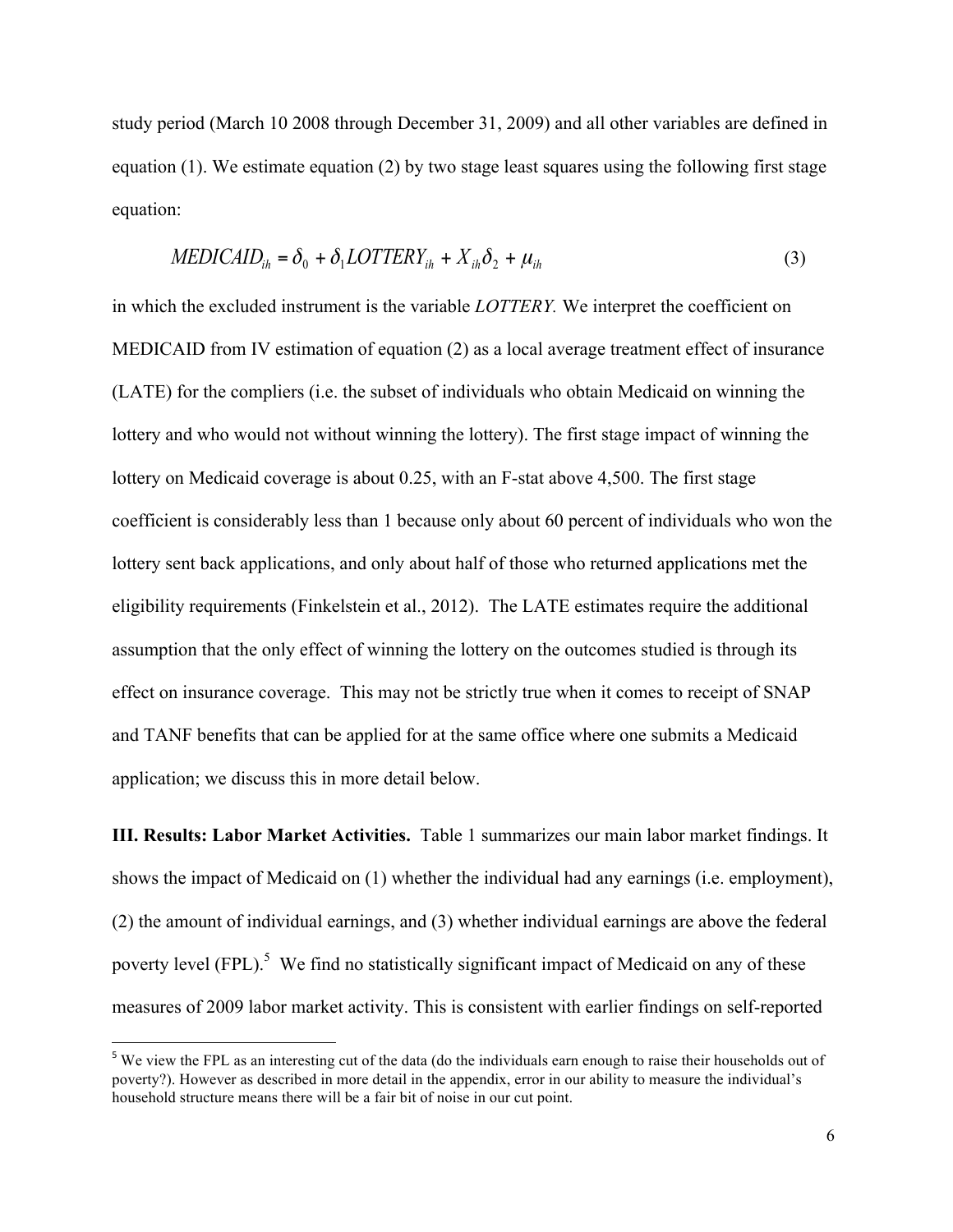study period (March 10 2008 through December 31, 2009) and all other variables are defined in equation (1). We estimate equation (2) by two stage least squares using the following first stage equation:

$$MEDICAID_{ih} = \delta_0 + \delta_1 LOTTERY_{ih} + X_{ih}\delta_2 + \mu_{ih} \tag{3}$$

in which the excluded instrument is the variable *LOTTERY.* We interpret the coefficient on MEDICAID from IV estimation of equation (2) as a local average treatment effect of insurance (LATE) for the compliers (i.e. the subset of individuals who obtain Medicaid on winning the lottery and who would not without winning the lottery). The first stage impact of winning the lottery on Medicaid coverage is about 0.25, with an F-stat above 4,500. The first stage coefficient is considerably less than 1 because only about 60 percent of individuals who won the lottery sent back applications, and only about half of those who returned applications met the eligibility requirements (Finkelstein et al., 2012). The LATE estimates require the additional assumption that the only effect of winning the lottery on the outcomes studied is through its effect on insurance coverage. This may not be strictly true when it comes to receipt of SNAP and TANF benefits that can be applied for at the same office where one submits a Medicaid application; we discuss this in more detail below.

**III. Results: Labor Market Activities.** Table 1 summarizes our main labor market findings. It shows the impact of Medicaid on (1) whether the individual had any earnings (i.e. employment), (2) the amount of individual earnings, and (3) whether individual earnings are above the federal poverty level (FPL).[5] We find no statistically significant impact of Medicaid on any of these measures of 2009 labor market activity. This is consistent with earlier findings on self-reported

[5] We view the FPL as an interesting cut of the data (do the individuals earn enough to raise their households out of poverty?). However as described in more detail in the appendix, error in our ability to measure the individual's household structure means there will be a fair bit of noise in our cut point.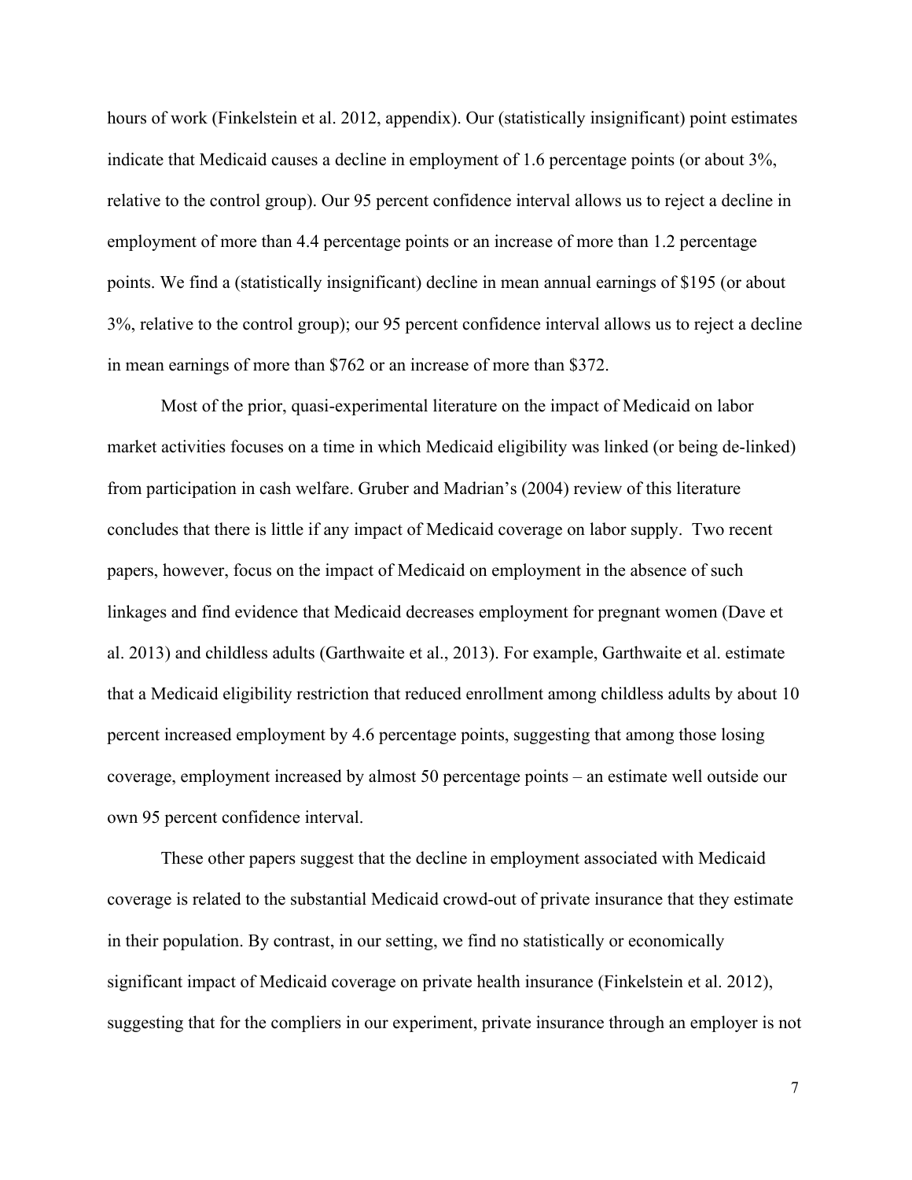hours of work (Finkelstein et al. 2012, appendix). Our (statistically insignificant) point estimates indicate that Medicaid causes a decline in employment of 1.6 percentage points (or about 3%, relative to the control group). Our 95 percent confidence interval allows us to reject a decline in employment of more than 4.4 percentage points or an increase of more than 1.2 percentage points. We find a (statistically insignificant) decline in mean annual earnings of $195 (or about 3%, relative to the control group); our 95 percent confidence interval allows us to reject a decline in mean earnings of more than $762 or an increase of more than $372.

Most of the prior, quasi-experimental literature on the impact of Medicaid on labor market activities focuses on a time in which Medicaid eligibility was linked (or being de-linked) from participation in cash welfare. Gruber and Madrian's (2004) review of this literature concludes that there is little if any impact of Medicaid coverage on labor supply. Two recent papers, however, focus on the impact of Medicaid on employment in the absence of such linkages and find evidence that Medicaid decreases employment for pregnant women (Dave et al. 2013) and childless adults (Garthwaite et al., 2013). For example, Garthwaite et al. estimate that a Medicaid eligibility restriction that reduced enrollment among childless adults by about 10 percent increased employment by 4.6 percentage points, suggesting that among those losing coverage, employment increased by almost 50 percentage points – an estimate well outside our own 95 percent confidence interval.

These other papers suggest that the decline in employment associated with Medicaid coverage is related to the substantial Medicaid crowd-out of private insurance that they estimate in their population. By contrast, in our setting, we find no statistically or economically significant impact of Medicaid coverage on private health insurance (Finkelstein et al. 2012), suggesting that for the compliers in our experiment, private insurance through an employer is not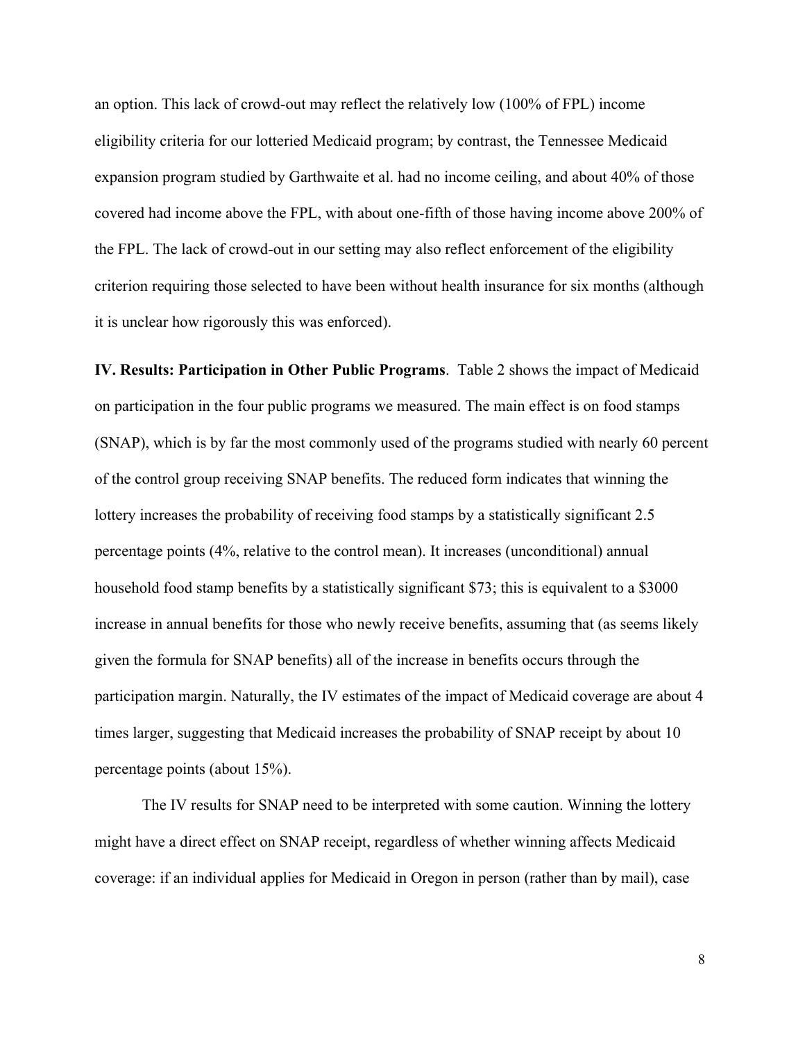an option. This lack of crowd-out may reflect the relatively low (100% of FPL) income eligibility criteria for our lotteried Medicaid program; by contrast, the Tennessee Medicaid expansion program studied by Garthwaite et al. had no income ceiling, and about 40% of those covered had income above the FPL, with about one-fifth of those having income above 200% of the FPL. The lack of crowd-out in our setting may also reflect enforcement of the eligibility criterion requiring those selected to have been without health insurance for six months (although it is unclear how rigorously this was enforced).

**IV. Results: Participation in Other Public Programs**. Table 2 shows the impact of Medicaid on participation in the four public programs we measured. The main effect is on food stamps (SNAP), which is by far the most commonly used of the programs studied with nearly 60 percent of the control group receiving SNAP benefits. The reduced form indicates that winning the lottery increases the probability of receiving food stamps by a statistically significant 2.5 percentage points (4%, relative to the control mean). It increases (unconditional) annual household food stamp benefits by a statistically significant $73; this is equivalent to a $3000 increase in annual benefits for those who newly receive benefits, assuming that (as seems likely given the formula for SNAP benefits) all of the increase in benefits occurs through the participation margin. Naturally, the IV estimates of the impact of Medicaid coverage are about 4 times larger, suggesting that Medicaid increases the probability of SNAP receipt by about 10 percentage points (about 15%).

The IV results for SNAP need to be interpreted with some caution. Winning the lottery might have a direct effect on SNAP receipt, regardless of whether winning affects Medicaid coverage: if an individual applies for Medicaid in Oregon in person (rather than by mail), case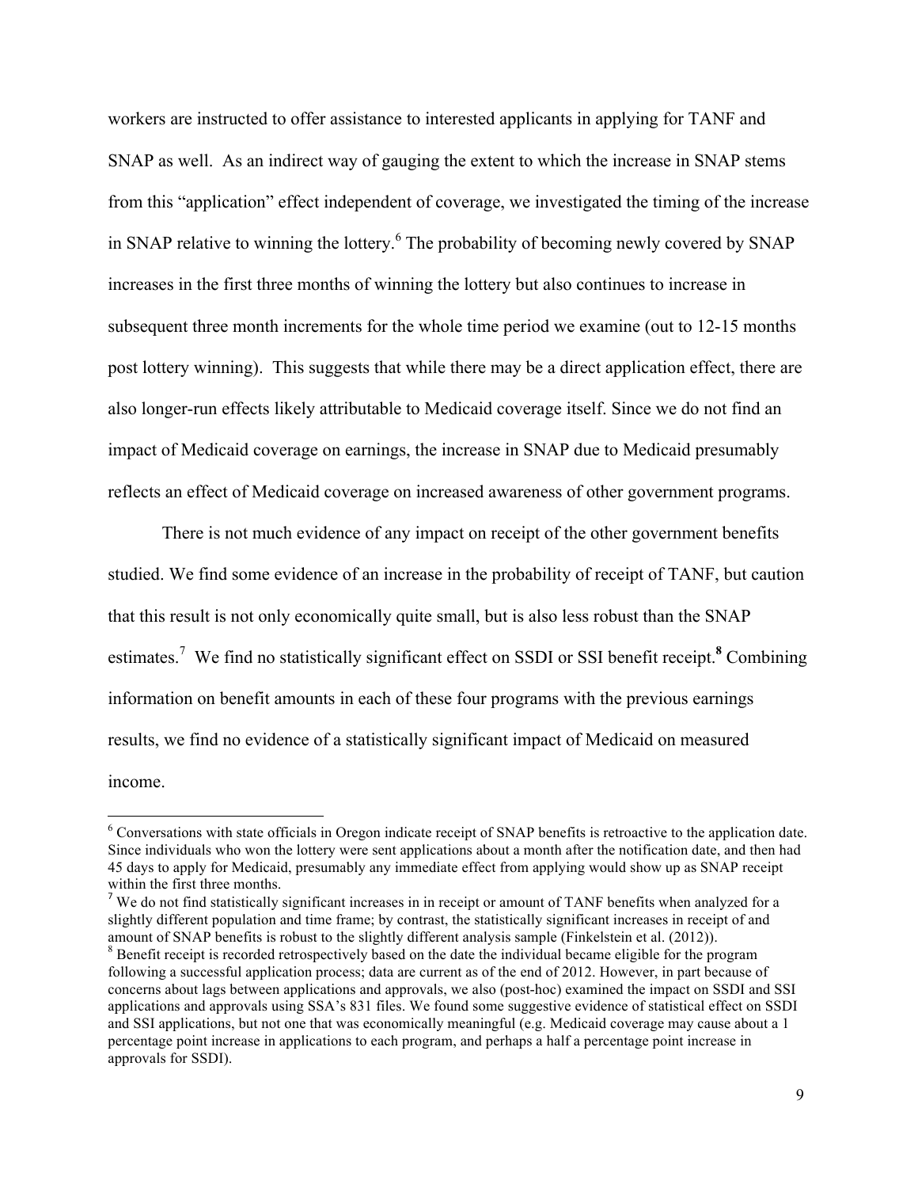workers are instructed to offer assistance to interested applicants in applying for TANF and SNAP as well. As an indirect way of gauging the extent to which the increase in SNAP stems from this "application" effect independent of coverage, we investigated the timing of the increase in SNAP relative to winning the lottery.[6] The probability of becoming newly covered by SNAP increases in the first three months of winning the lottery but also continues to increase in subsequent three month increments for the whole time period we examine (out to 12-15 months post lottery winning). This suggests that while there may be a direct application effect, there are also longer-run effects likely attributable to Medicaid coverage itself. Since we do not find an impact of Medicaid coverage on earnings, the increase in SNAP due to Medicaid presumably reflects an effect of Medicaid coverage on increased awareness of other government programs.

There is not much evidence of any impact on receipt of the other government benefits studied. We find some evidence of an increase in the probability of receipt of TANF, but caution that this result is not only economically quite small, but is also less robust than the SNAP estimates.[7] We find no statistically significant effect on SSDI or SSI benefit receipt.[8] Combining information on benefit amounts in each of these four programs with the previous earnings results, we find no evidence of a statistically significant impact of Medicaid on measured income.

---

[6] Conversations with state officials in Oregon indicate receipt of SNAP benefits is retroactive to the application date. Since individuals who won the lottery were sent applications about a month after the notification date, and then had 45 days to apply for Medicaid, presumably any immediate effect from applying would show up as SNAP receipt within the first three months.

[7] We do not find statistically significant increases in in receipt or amount of TANF benefits when analyzed for a slightly different population and time frame; by contrast, the statistically significant increases in receipt of and amount of SNAP benefits is robust to the slightly different analysis sample (Finkelstein et al. (2012)).

[8] Benefit receipt is recorded retrospectively based on the date the individual became eligible for the program following a successful application process; data are current as of the end of 2012. However, in part because of concerns about lags between applications and approvals, we also (post-hoc) examined the impact on SSDI and SSI applications and approvals using SSA's 831 files. We found some suggestive evidence of statistical effect on SSDI and SSI applications, but not one that was economically meaningful (e.g. Medicaid coverage may cause about a 1 percentage point increase in applications to each program, and perhaps a half a percentage point increase in approvals for SSDI).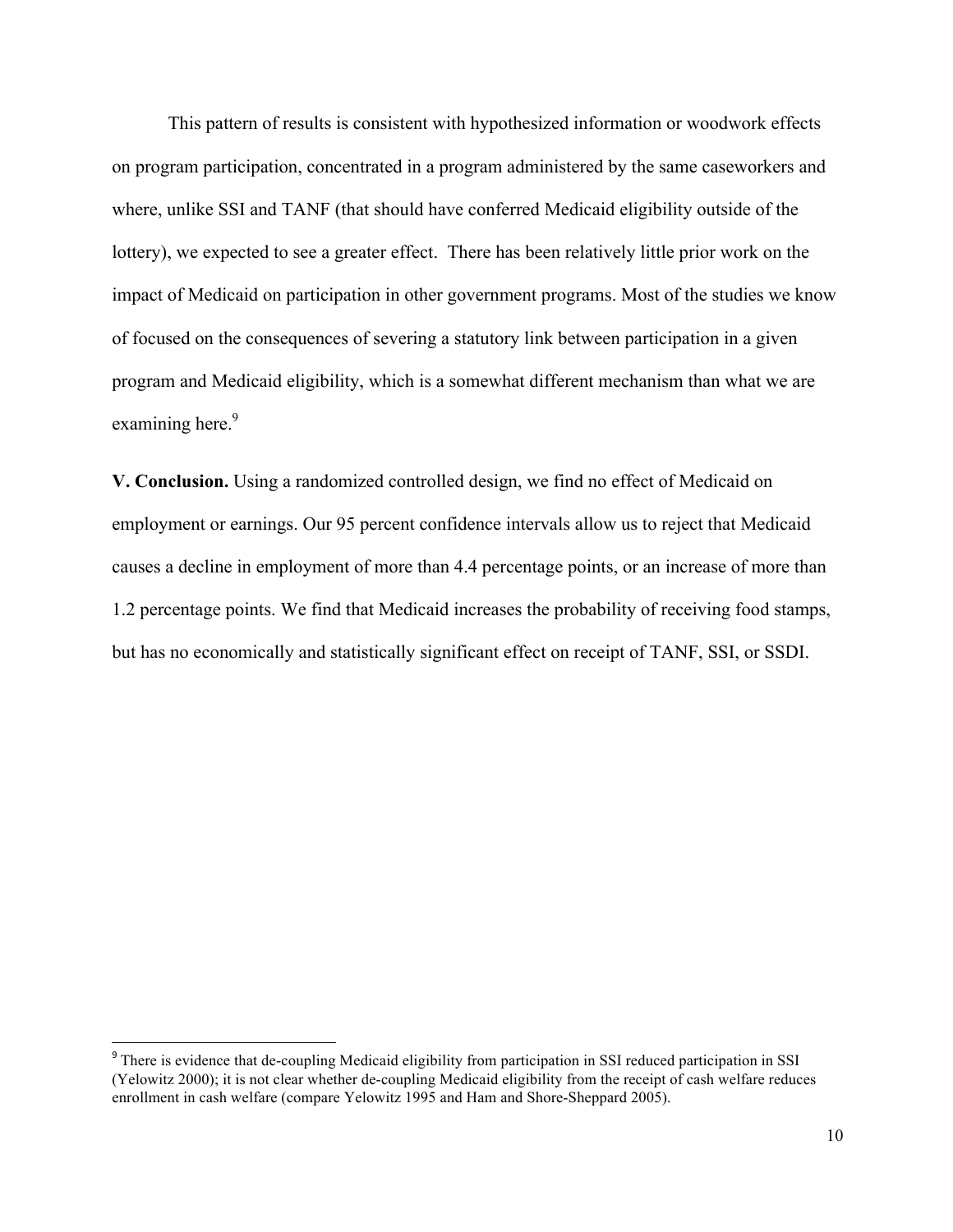This pattern of results is consistent with hypothesized information or woodwork effects on program participation, concentrated in a program administered by the same caseworkers and where, unlike SSI and TANF (that should have conferred Medicaid eligibility outside of the lottery), we expected to see a greater effect. There has been relatively little prior work on the impact of Medicaid on participation in other government programs. Most of the studies we know of focused on the consequences of severing a statutory link between participation in a given program and Medicaid eligibility, which is a somewhat different mechanism than what we are examining here.[9]

**V. Conclusion.** Using a randomized controlled design, we find no effect of Medicaid on employment or earnings. Our 95 percent confidence intervals allow us to reject that Medicaid causes a decline in employment of more than 4.4 percentage points, or an increase of more than 1.2 percentage points. We find that Medicaid increases the probability of receiving food stamps, but has no economically and statistically significant effect on receipt of TANF, SSI, or SSDI.

[9] There is evidence that de-coupling Medicaid eligibility from participation in SSI reduced participation in SSI (Yelowitz 2000); it is not clear whether de-coupling Medicaid eligibility from the receipt of cash welfare reduces enrollment in cash welfare (compare Yelowitz 1995 and Ham and Shore-Sheppard 2005).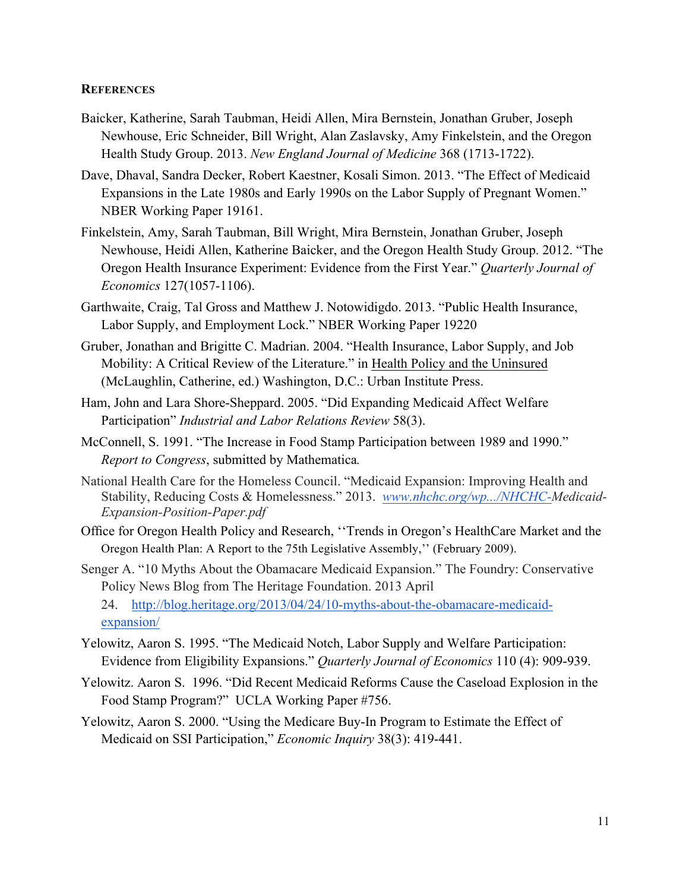## REFERENCES

Baicker, Katherine, Sarah Taubman, Heidi Allen, Mira Bernstein, Jonathan Gruber, Joseph Newhouse, Eric Schneider, Bill Wright, Alan Zaslavsky, Amy Finkelstein, and the Oregon Health Study Group. 2013. *New England Journal of Medicine* 368 (1713-1722).

Dave, Dhaval, Sandra Decker, Robert Kaestner, Kosali Simon. 2013. "The Effect of Medicaid Expansions in the Late 1980s and Early 1990s on the Labor Supply of Pregnant Women." NBER Working Paper 19161.

Finkelstein, Amy, Sarah Taubman, Bill Wright, Mira Bernstein, Jonathan Gruber, Joseph Newhouse, Heidi Allen, Katherine Baicker, and the Oregon Health Study Group. 2012. "The Oregon Health Insurance Experiment: Evidence from the First Year." *Quarterly Journal of Economics* 127(1057-1106).

Garthwaite, Craig, Tal Gross and Matthew J. Notowidigdo. 2013. "Public Health Insurance, Labor Supply, and Employment Lock." NBER Working Paper 19220

Gruber, Jonathan and Brigitte C. Madrian. 2004. "Health Insurance, Labor Supply, and Job Mobility: A Critical Review of the Literature." in Health Policy and the Uninsured (McLaughlin, Catherine, ed.) Washington, D.C.: Urban Institute Press.

Ham, John and Lara Shore-Sheppard. 2005. "Did Expanding Medicaid Affect Welfare Participation" *Industrial and Labor Relations Review* 58(3).

McConnell, S. 1991. "The Increase in Food Stamp Participation between 1989 and 1990." *Report to Congress*, submitted by Mathematica*.*

National Health Care for the Homeless Council. "Medicaid Expansion: Improving Health and Stability, Reducing Costs & Homelessness." 2013. *www.nhchc.org/wp.../NHCHC-Medicaid-Expansion-Position-Paper.pdf*

Office for Oregon Health Policy and Research, ''Trends in Oregon's HealthCare Market and the Oregon Health Plan: A Report to the 75th Legislative Assembly,'' (February 2009).

Senger A. "10 Myths About the Obamacare Medicaid Expansion." The Foundry: Conservative Policy News Blog from The Heritage Foundation. 2013 April 24. http://blog.heritage.org/2013/04/24/10-myths-about-the-obamacare-medicaid-expansion/

Yelowitz, Aaron S. 1995. "The Medicaid Notch, Labor Supply and Welfare Participation: Evidence from Eligibility Expansions." *Quarterly Journal of Economics* 110 (4): 909-939.

Yelowitz. Aaron S. 1996. "Did Recent Medicaid Reforms Cause the Caseload Explosion in the Food Stamp Program?" UCLA Working Paper #756.

Yelowitz, Aaron S. 2000. "Using the Medicare Buy-In Program to Estimate the Effect of Medicaid on SSI Participation," *Economic Inquiry* 38(3): 419-441.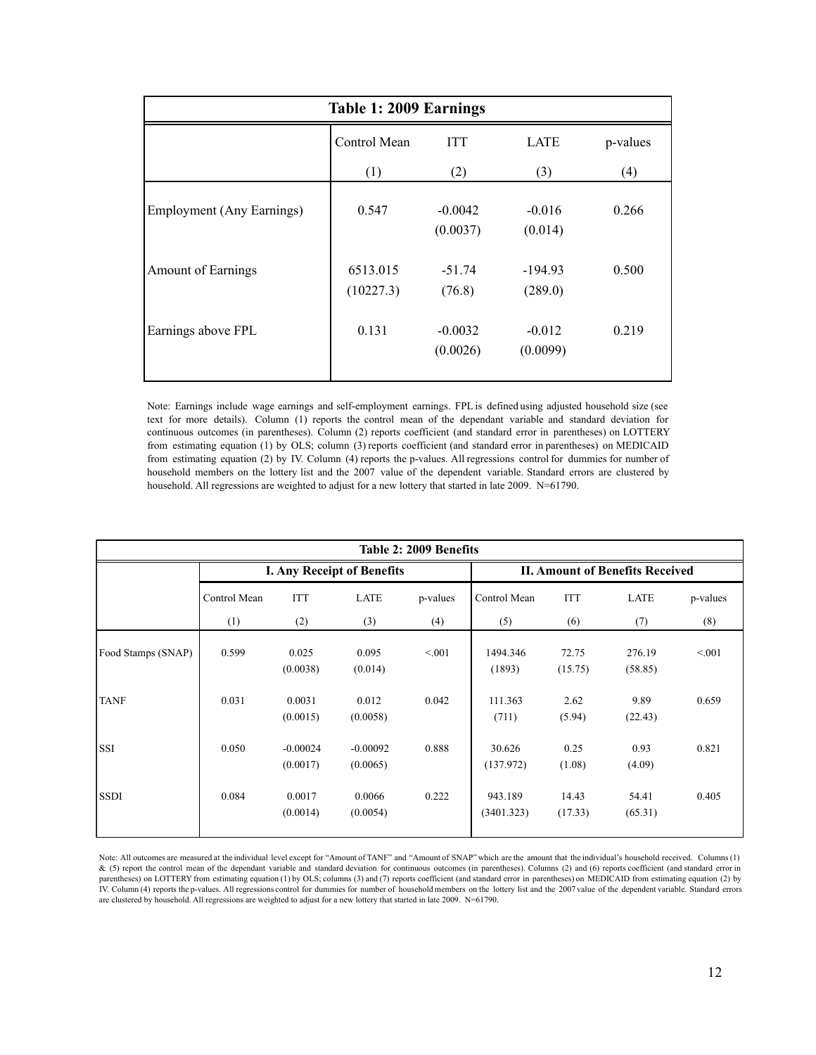| Table 1: 2009 Earnings | | | | |
|---|---|---|---|---|
| | Control Mean | ITT | LATE | p-values |
| | (1) | (2) | (3) | (4) |
| Employment (Any Earnings) | 0.547 | -0.0042<br>(0.0037) | -0.016<br>(0.014) | 0.266 |
| Amount of Earnings | 6513.015<br>(10227.3) | -51.74<br>(76.8) | -194.93<br>(289.0) | 0.500 |
| Earnings above FPL | 0.131 | -0.0032<br>(0.0026) | -0.012<br>(0.0099) | 0.219 |

Note: Earnings include wage earnings and self-employment earnings. FPL is defined using adjusted household size (see text for more details). Column (1) reports the control mean of the dependant variable and standard deviation for continuous outcomes (in parentheses). Column (2) reports coefficient (and standard error in parentheses) on LOTTERY from estimating equation (1) by OLS; column (3) reports coefficient (and standard error in parentheses) on MEDICAID from estimating equation (2) by IV. Column (4) reports the p-values. All regressions control for dummies for number of household members on the lottery list and the 2007 value of the dependent variable. Standard errors are clustered by household. All regressions are weighted to adjust for a new lottery that started in late 2009. N=61790.

| Table 2: 2009 Benefits | | | | | | | | |
|---|---|---|---|---|---|---|---|---|
| | I. Any Receipt of Benefits | | | | II. Amount of Benefits Received | | | |
| | Control Mean | ITT | LATE | p-values | Control Mean | ITT | LATE | p-values |
| | (1) | (2) | (3) | (4) | (5) | (6) | (7) | (8) |
| Food Stamps (SNAP) | 0.599 | 0.025<br>(0.0038) | 0.095<br>(0.014) | <.001 | 1494.346<br>(1893) | 72.75<br>(15.75) | 276.19<br>(58.85) | <.001 |
| TANF | 0.031 | 0.0031<br>(0.0015) | 0.012<br>(0.0058) | 0.042 | 111.363<br>(711) | 2.62<br>(5.94) | 9.89<br>(22.43) | 0.659 |
| SSI | 0.050 | -0.00024<br>(0.0017) | -0.00092<br>(0.0065) | 0.888 | 30.626<br>(137.972) | 0.25<br>(1.08) | 0.93<br>(4.09) | 0.821 |
| SSDI | 0.084 | 0.0017<br>(0.0014) | 0.0066<br>(0.0054) | 0.222 | 943.189<br>(3401.323) | 14.43<br>(17.33) | 54.41<br>(65.31) | 0.405 |

Note: All outcomes are measured at the individual level except for "Amount of TANF" and "Amount of SNAP" which are the amount that the individual's household received. Columns (1) & (5) report the control mean of the dependant variable and standard deviation for continuous outcomes (in parentheses). Columns (2) and (6) reports coefficient (and standard error in parentheses) on LOTTERY from estimating equation (1) by OLS; columns (3) and (7) reports coefficient (and standard error in parentheses) on MEDICAID from estimating equation (2) by IV. Column (4) reports the p-values. All regressions control for dummies for number of household members on the lottery list and the 2007 value of the dependent variable. Standard errors are clustered by household. All regressions are weighted to adjust for a new lottery that started in late 2009. N=61790.